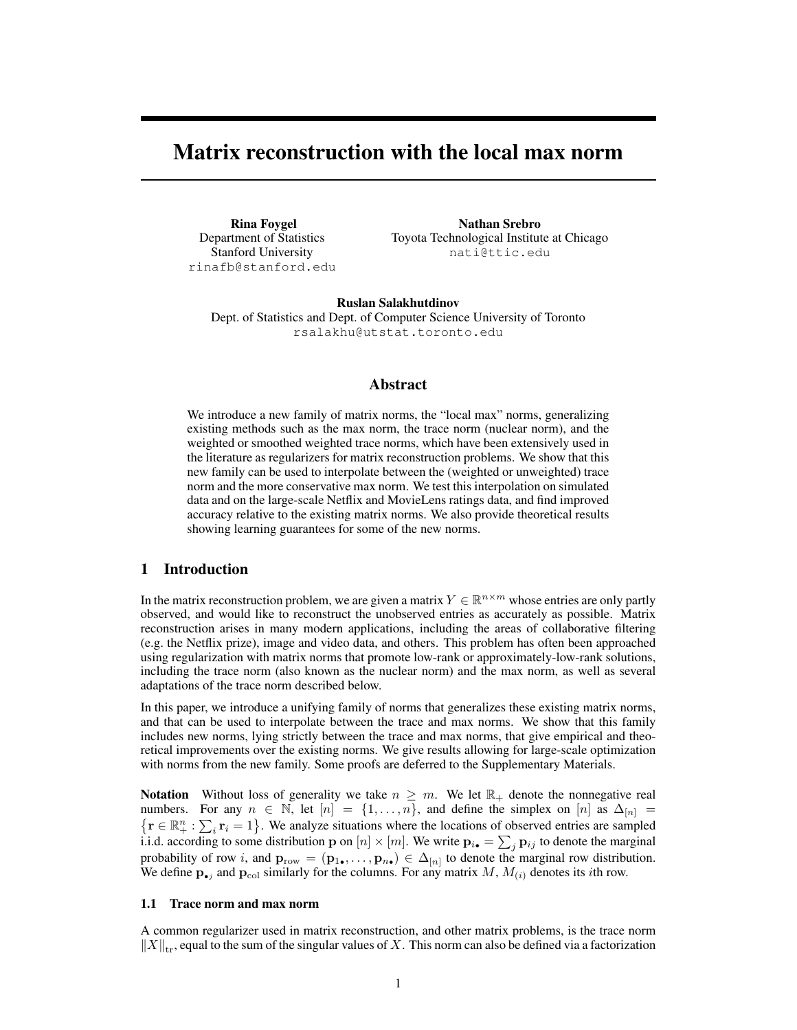# Matrix reconstruction with the local max norm

**Rina Foygel**
Department of Statistics
Stanford University
rinafb@stanford.edu

**Nathan Srebro**
Toyota Technological Institute at Chicago
nati@ttic.edu

**Ruslan Salakhutdinov**
Dept. of Statistics and Dept. of Computer Science University of Toronto
rsalakhu@utstat.toronto.edu

## Abstract

We introduce a new family of matrix norms, the "local max" norms, generalizing existing methods such as the max norm, the trace norm (nuclear norm), and the weighted or smoothed weighted trace norms, which have been extensively used in the literature as regularizers for matrix reconstruction problems. We show that this new family can be used to interpolate between the (weighted or unweighted) trace norm and the more conservative max norm. We test this interpolation on simulated data and on the large-scale Netflix and MovieLens ratings data, and find improved accuracy relative to the existing matrix norms. We also provide theoretical results showing learning guarantees for some of the new norms.

## 1 Introduction

In the matrix reconstruction problem, we are given a matrix $Y \in \mathbb{R}^{n \times m}$ whose entries are only partly observed, and would like to reconstruct the unobserved entries as accurately as possible. Matrix reconstruction arises in many modern applications, including the areas of collaborative filtering (e.g. the Netflix prize), image and video data, and others. This problem has often been approached using regularization with matrix norms that promote low-rank or approximately-low-rank solutions, including the trace norm (also known as the nuclear norm) and the max norm, as well as several adaptations of the trace norm described below.

In this paper, we introduce a unifying family of norms that generalizes these existing matrix norms, and that can be used to interpolate between the trace and max norms. We show that this family includes new norms, lying strictly between the trace and max norms, that give empirical and theoretical improvements over the existing norms. We give results allowing for large-scale optimization with norms from the new family. Some proofs are deferred to the Supplementary Materials.

**Notation** Without loss of generality we take $n \geq m$. We let $\mathbb{R}_+$ denote the nonnegative real numbers. For any $n \in \mathbb{N}$, let $[n] = \{1, \ldots, n\}$, and define the simplex on $[n]$ as $\Delta_{[n]} = \left\{\mathbf{r} \in \mathbb{R}^n_+ : \sum_i \mathbf{r}_i = 1\right\}$. We analyze situations where the locations of observed entries are sampled i.i.d. according to some distribution $\mathbf{p}$ on $[n] \times [m]$. We write $\mathbf{p}_{i\bullet} = \sum_j \mathbf{p}_{ij}$ to denote the marginal probability of row $i$, and $\mathbf{p}_{\text{row}} = (\mathbf{p}_{1\bullet}, \ldots, \mathbf{p}_{n\bullet}) \in \Delta_{[n]}$ to denote the marginal row distribution. We define $\mathbf{p}_{\bullet j}$ and $\mathbf{p}_{\text{col}}$ similarly for the columns. For any matrix $M$, $M_{(i)}$ denotes its $i$th row.

### 1.1 Trace norm and max norm

A common regularizer used in matrix reconstruction, and other matrix problems, is the trace norm $\|X\|_{\text{tr}}$, equal to the sum of the singular values of $X$. This norm can also be defined via a factorization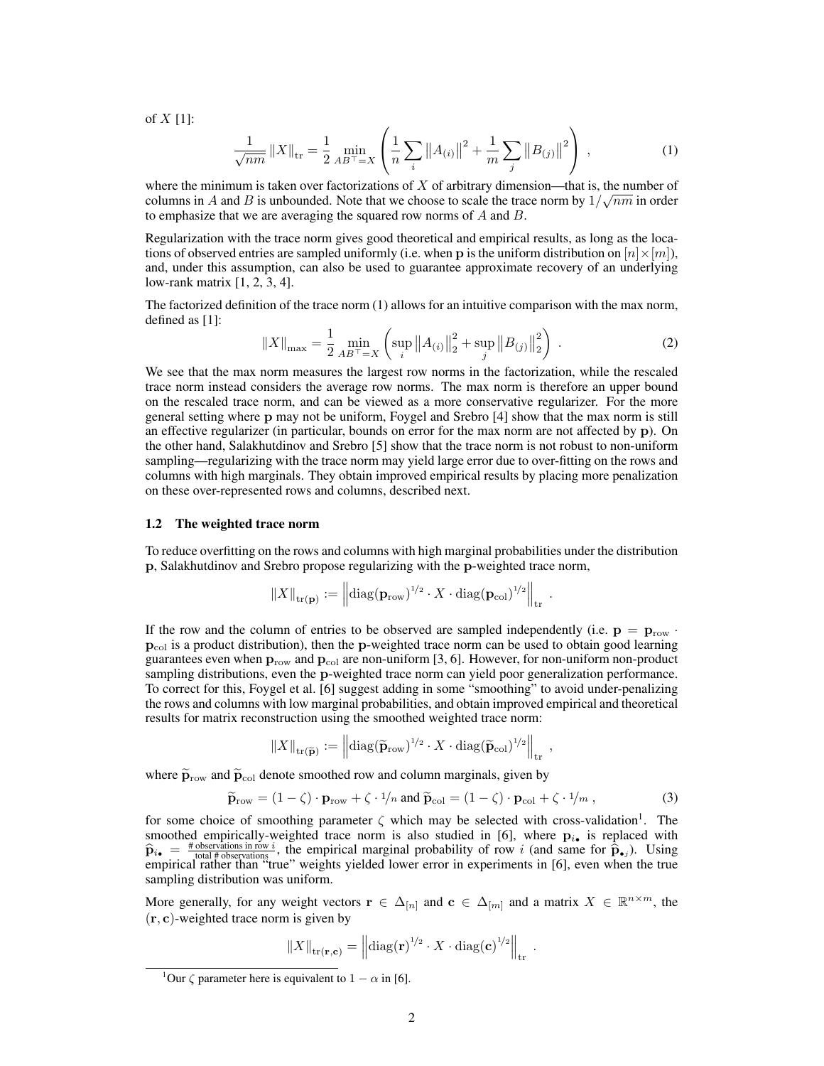of $X$ [1]:

$$\frac{1}{\sqrt{nm}} \|X\|_{\mathrm{tr}} = \frac{1}{2} \min_{AB^\top = X} \left( \frac{1}{n} \sum_i \left\|A_{(i)}\right\|^2 + \frac{1}{m} \sum_j \left\|B_{(j)}\right\|^2 \right) , \tag{1}$$

where the minimum is taken over factorizations of $X$ of arbitrary dimension—that is, the number of columns in $A$ and $B$ is unbounded. Note that we choose to scale the trace norm by $1/\sqrt{nm}$ in order to emphasize that we are averaging the squared row norms of $A$ and $B$.

Regularization with the trace norm gives good theoretical and empirical results, as long as the locations of observed entries are sampled uniformly (i.e. when $\mathbf{p}$ is the uniform distribution on $[n] \times [m]$), and, under this assumption, can also be used to guarantee approximate recovery of an underlying low-rank matrix [1, 2, 3, 4].

The factorized definition of the trace norm (1) allows for an intuitive comparison with the max norm, defined as [1]:

$$\|X\|_{\max} = \frac{1}{2} \min_{AB^\top = X} \left( \sup_i \left\|A_{(i)}\right\|_2^2 + \sup_j \left\|B_{(j)}\right\|_2^2 \right) . \tag{2}$$

We see that the max norm measures the largest row norms in the factorization, while the rescaled trace norm instead considers the average row norms. The max norm is therefore an upper bound on the rescaled trace norm, and can be viewed as a more conservative regularizer. For the more general setting where $\mathbf{p}$ may not be uniform, Foygel and Srebro [4] show that the max norm is still an effective regularizer (in particular, bounds on error for the max norm are not affected by $\mathbf{p}$). On the other hand, Salakhutdinov and Srebro [5] show that the trace norm is not robust to non-uniform sampling—regularizing with the trace norm may yield large error due to over-fitting on the rows and columns with high marginals. They obtain improved empirical results by placing more penalization on these over-represented rows and columns, described next.

### 1.2 The weighted trace norm

To reduce overfitting on the rows and columns with high marginal probabilities under the distribution $\mathbf{p}$, Salakhutdinov and Srebro propose regularizing with the $\mathbf{p}$-weighted trace norm,

$$\|X\|_{\mathrm{tr}(\mathbf{p})} := \left\|\mathrm{diag}(\mathbf{p}_{\mathrm{row}})^{1/2} \cdot X \cdot \mathrm{diag}(\mathbf{p}_{\mathrm{col}})^{1/2}\right\|_{\mathrm{tr}} .$$

If the row and the column of entries to be observed are sampled independently (i.e. $\mathbf{p} = \mathbf{p}_{\mathrm{row}} \cdot \mathbf{p}_{\mathrm{col}}$ is a product distribution), then the $\mathbf{p}$-weighted trace norm can be used to obtain good learning guarantees even when $\mathbf{p}_{\mathrm{row}}$ and $\mathbf{p}_{\mathrm{col}}$ are non-uniform [3, 6]. However, for non-uniform non-product sampling distributions, even the $\mathbf{p}$-weighted trace norm can yield poor generalization performance. To correct for this, Foygel et al. [6] suggest adding in some "smoothing" to avoid under-penalizing the rows and columns with low marginal probabilities, and obtain improved empirical and theoretical results for matrix reconstruction using the smoothed weighted trace norm:

$$\|X\|_{\mathrm{tr}(\widetilde{\mathbf{p}})} := \left\|\mathrm{diag}(\widetilde{\mathbf{p}}_{\mathrm{row}})^{1/2} \cdot X \cdot \mathrm{diag}(\widetilde{\mathbf{p}}_{\mathrm{col}})^{1/2}\right\|_{\mathrm{tr}} ,$$

where $\widetilde{\mathbf{p}}_{\mathrm{row}}$ and $\widetilde{\mathbf{p}}_{\mathrm{col}}$ denote smoothed row and column marginals, given by

$$\widetilde{\mathbf{p}}_{\mathrm{row}} = (1 - \zeta) \cdot \mathbf{p}_{\mathrm{row}} + \zeta \cdot 1/n \text{ and } \widetilde{\mathbf{p}}_{\mathrm{col}} = (1 - \zeta) \cdot \mathbf{p}_{\mathrm{col}} + \zeta \cdot 1/m , \tag{3}$$

for some choice of smoothing parameter $\zeta$ which may be selected with cross-validation[1]. The smoothed empirically-weighted trace norm is also studied in [6], where $\mathbf{p}_{i\bullet}$ is replaced with $\widehat{\mathbf{p}}_{i\bullet} = \frac{\#\text{ observations in row } i}{\text{total } \#\text{ observations}}$, the empirical marginal probability of row $i$ (and same for $\widehat{\mathbf{p}}_{\bullet j}$). Using empirical rather than "true" weights yielded lower error in experiments in [6], even when the true sampling distribution was uniform.

More generally, for any weight vectors $\mathbf{r} \in \Delta_{[n]}$ and $\mathbf{c} \in \Delta_{[m]}$ and a matrix $X \in \mathbb{R}^{n \times m}$, the $(\mathbf{r}, \mathbf{c})$-weighted trace norm is given by

$$\|X\|_{\mathrm{tr}(\mathbf{r},\mathbf{c})} = \left\|\mathrm{diag}(\mathbf{r})^{1/2} \cdot X \cdot \mathrm{diag}(\mathbf{c})^{1/2}\right\|_{\mathrm{tr}} .$$

[1] Our $\zeta$ parameter here is equivalent to $1 - \alpha$ in [6].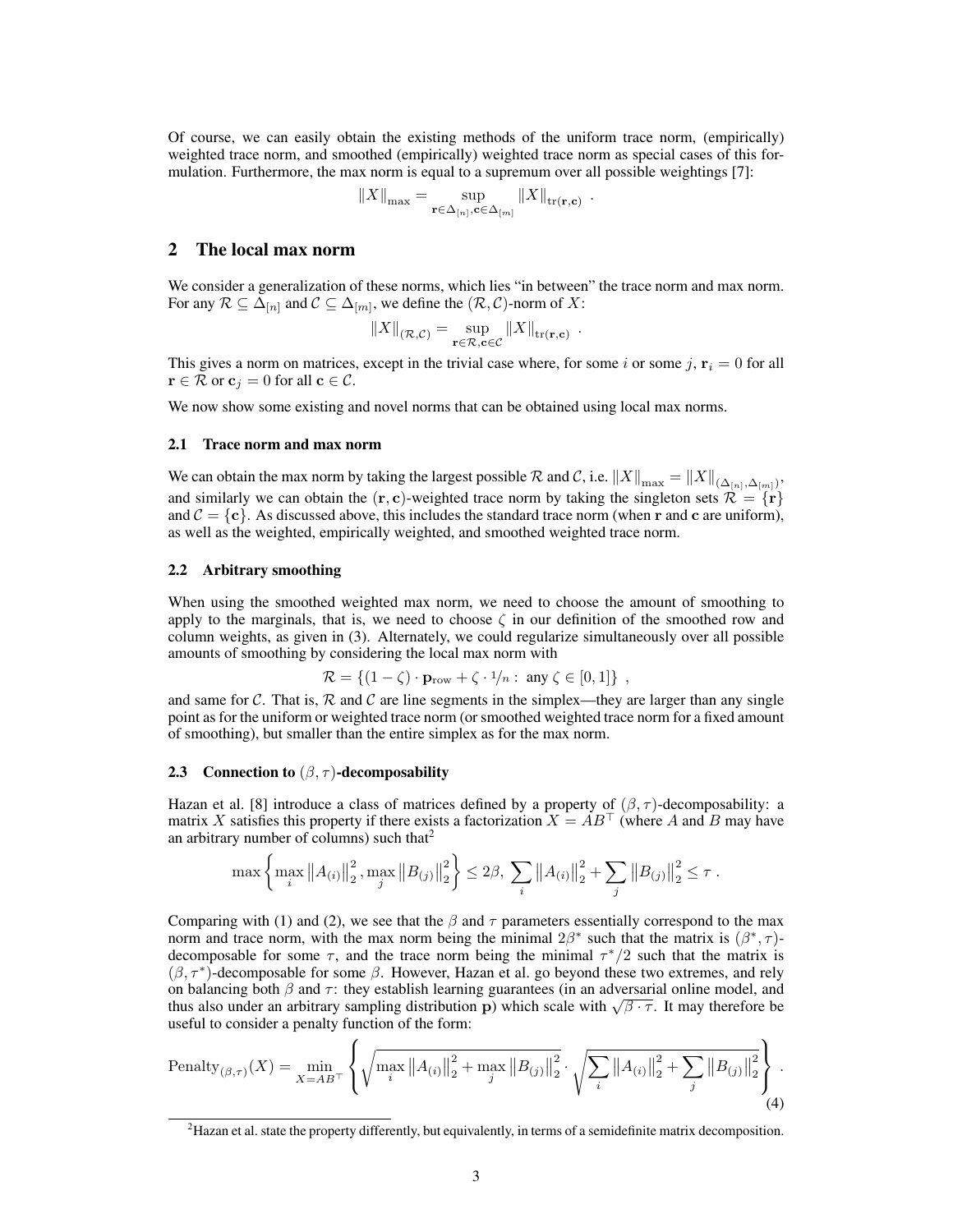Of course, we can easily obtain the existing methods of the uniform trace norm, (empirically) weighted trace norm, and smoothed (empirically) weighted trace norm as special cases of this formulation. Furthermore, the max norm is equal to a supremum over all possible weightings [7]:

$$\|X\|_{\max} = \sup_{\mathbf{r} \in \Delta_{[n]}, \mathbf{c} \in \Delta_{[m]}} \|X\|_{\mathrm{tr}(\mathbf{r},\mathbf{c})} \ .$$

## 2 The local max norm

We consider a generalization of these norms, which lies "in between" the trace norm and max norm. For any $\mathcal{R} \subseteq \Delta_{[n]}$ and $\mathcal{C} \subseteq \Delta_{[m]}$, we define the $(\mathcal{R}, \mathcal{C})$-norm of $X$:

$$\|X\|_{(\mathcal{R},\mathcal{C})} = \sup_{\mathbf{r} \in \mathcal{R}, \mathbf{c} \in \mathcal{C}} \|X\|_{\mathrm{tr}(\mathbf{r},\mathbf{c})} \ .$$

This gives a norm on matrices, except in the trivial case where, for some $i$ or some $j$, $\mathbf{r}_i = 0$ for all $\mathbf{r} \in \mathcal{R}$ or $\mathbf{c}_j = 0$ for all $\mathbf{c} \in \mathcal{C}$.

We now show some existing and novel norms that can be obtained using local max norms.

### 2.1 Trace norm and max norm

We can obtain the max norm by taking the largest possible $\mathcal{R}$ and $\mathcal{C}$, i.e. $\|X\|_{\max} = \|X\|_{(\Delta_{[n]}, \Delta_{[m]})}$, and similarly we can obtain the $(\mathbf{r}, \mathbf{c})$-weighted trace norm by taking the singleton sets $\mathcal{R} = \{\mathbf{r}\}$ and $\mathcal{C} = \{\mathbf{c}\}$. As discussed above, this includes the standard trace norm (when $\mathbf{r}$ and $\mathbf{c}$ are uniform), as well as the weighted, empirically weighted, and smoothed weighted trace norm.

### 2.2 Arbitrary smoothing

When using the smoothed weighted max norm, we need to choose the amount of smoothing to apply to the marginals, that is, we need to choose $\zeta$ in our definition of the smoothed row and column weights, as given in (3). Alternately, we could regularize simultaneously over all possible amounts of smoothing by considering the local max norm with

$$\mathcal{R} = \{(1 - \zeta) \cdot \mathbf{p}_{\mathrm{row}} + \zeta \cdot 1/n : \text{ any } \zeta \in [0, 1]\} \ ,$$

and same for $\mathcal{C}$. That is, $\mathcal{R}$ and $\mathcal{C}$ are line segments in the simplex—they are larger than any single point as for the uniform or weighted trace norm (or smoothed weighted trace norm for a fixed amount of smoothing), but smaller than the entire simplex as for the max norm.

### 2.3 Connection to $(\beta, \tau)$-decomposability

Hazan et al. [8] introduce a class of matrices defined by a property of $(\beta, \tau)$-decomposability: a matrix $X$ satisfies this property if there exists a factorization $X = AB^\top$ (where $A$ and $B$ may have an arbitrary number of columns) such that[2]

$$\max\left\{\max_i \left\|A_{(i)}\right\|_2^2, \max_j \left\|B_{(j)}\right\|_2^2\right\} \leq 2\beta, \ \sum_i \left\|A_{(i)}\right\|_2^2 + \sum_j \left\|B_{(j)}\right\|_2^2 \leq \tau \ .$$

Comparing with (1) and (2), we see that the $\beta$ and $\tau$ parameters essentially correspond to the max norm and trace norm, with the max norm being the minimal $2\beta^*$ such that the matrix is $(\beta^*, \tau)$-decomposable for some $\tau$, and the trace norm being the minimal $\tau^*/2$ such that the matrix is $(\beta, \tau^*)$-decomposable for some $\beta$. However, Hazan et al. go beyond these two extremes, and rely on balancing both $\beta$ and $\tau$: they establish learning guarantees (in an adversarial online model, and thus also under an arbitrary sampling distribution $\mathbf{p}$) which scale with $\sqrt{\beta \cdot \tau}$. It may therefore be useful to consider a penalty function of the form:

$$\mathrm{Penalty}_{(\beta,\tau)}(X) = \min_{X = AB^\top} \left\{ \sqrt{\max_i \left\|A_{(i)}\right\|_2^2 + \max_j \left\|B_{(j)}\right\|_2^2} \cdot \sqrt{\sum_i \left\|A_{(i)}\right\|_2^2 + \sum_j \left\|B_{(j)}\right\|_2^2} \right\} \ . \tag{4}$$

[2] Hazan et al. state the property differently, but equivalently, in terms of a semidefinite matrix decomposition.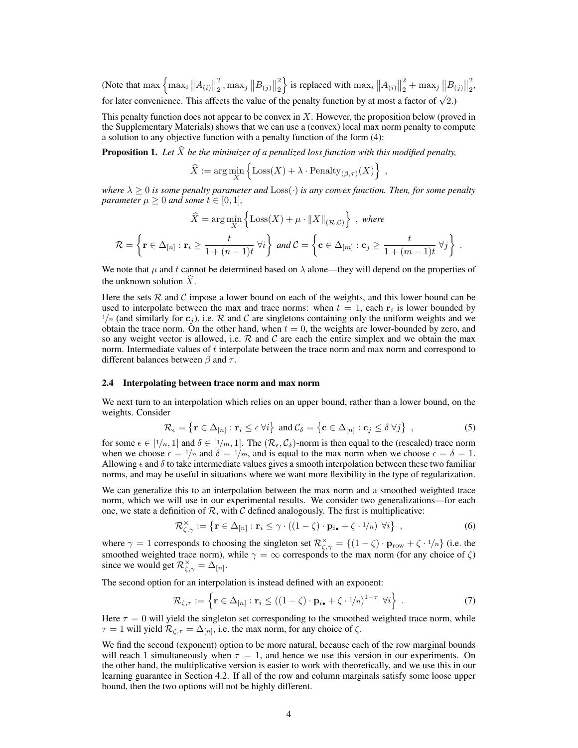(Note that $\max\left\{\max_i \left\|A_{(i)}\right\|_2^2, \max_j \left\|B_{(j)}\right\|_2^2\right\}$ is replaced with $\max_i \left\|A_{(i)}\right\|_2^2 + \max_j \left\|B_{(j)}\right\|_2^2$, for later convenience. This affects the value of the penalty function by at most a factor of $\sqrt{2}$.)

This penalty function does not appear to be convex in $X$. However, the proposition below (proved in the Supplementary Materials) shows that we can use a (convex) local max norm penalty to compute a solution to any objective function with a penalty function of the form (4):

**Proposition 1.** *Let $\widehat{X}$ be the minimizer of a penalized loss function with this modified penalty,*

$$\widehat{X} := \arg\min_X \left\{ \text{Loss}(X) + \lambda \cdot \text{Penalty}_{(\beta,\tau)}(X) \right\} ,$$

*where $\lambda \geq 0$ is some penalty parameter and $\text{Loss}(\cdot)$ is any convex function. Then, for some penalty parameter $\mu \geq 0$ and some $t \in [0, 1]$,*

$$\widehat{X} = \arg\min_X \left\{ \text{Loss}(X) + \mu \cdot \|X\|_{(\mathcal{R},\mathcal{C})} \right\} , \text{ where}$$

$$\mathcal{R} = \left\{ \mathbf{r} \in \Delta_{[n]} : \mathbf{r}_i \geq \frac{t}{1 + (n-1)t} \; \forall i \right\} \text{ and } \mathcal{C} = \left\{ \mathbf{c} \in \Delta_{[m]} : \mathbf{c}_j \geq \frac{t}{1 + (m-1)t} \; \forall j \right\} .$$

We note that $\mu$ and $t$ cannot be determined based on $\lambda$ alone—they will depend on the properties of the unknown solution $\widehat{X}$.

Here the sets $\mathcal{R}$ and $\mathcal{C}$ impose a lower bound on each of the weights, and this lower bound can be used to interpolate between the max and trace norms: when $t = 1$, each $\mathbf{r}_i$ is lower bounded by $1/n$ (and similarly for $\mathbf{c}_j$), i.e. $\mathcal{R}$ and $\mathcal{C}$ are singletons containing only the uniform weights and we obtain the trace norm. On the other hand, when $t = 0$, the weights are lower-bounded by zero, and so any weight vector is allowed, i.e. $\mathcal{R}$ and $\mathcal{C}$ are each the entire simplex and we obtain the max norm. Intermediate values of $t$ interpolate between the trace norm and max norm and correspond to different balances between $\beta$ and $\tau$.

### 2.4 Interpolating between trace norm and max norm

We next turn to an interpolation which relies on an upper bound, rather than a lower bound, on the weights. Consider

$$\mathcal{R}_\epsilon = \left\{ \mathbf{r} \in \Delta_{[n]} : \mathbf{r}_i \leq \epsilon \; \forall i \right\} \text{ and } \mathcal{C}_\delta = \left\{ \mathbf{c} \in \Delta_{[n]} : \mathbf{c}_j \leq \delta \; \forall j \right\} , \tag{5}$$

for some $\epsilon \in [1/n, 1]$ and $\delta \in [1/m, 1]$. The $(\mathcal{R}_\epsilon, \mathcal{C}_\delta)$-norm is then equal to the (rescaled) trace norm when we choose $\epsilon = 1/n$ and $\delta = 1/m$, and is equal to the max norm when we choose $\epsilon = \delta = 1$. Allowing $\epsilon$ and $\delta$ to take intermediate values gives a smooth interpolation between these two familiar norms, and may be useful in situations where we want more flexibility in the type of regularization.

We can generalize this to an interpolation between the max norm and a smoothed weighted trace norm, which we will use in our experimental results. We consider two generalizations—for each one, we state a definition of $\mathcal{R}$, with $\mathcal{C}$ defined analogously. The first is multiplicative:

$$\mathcal{R}^\times_{\zeta,\gamma} := \left\{ \mathbf{r} \in \Delta_{[n]} : \mathbf{r}_i \leq \gamma \cdot \left( (1-\zeta) \cdot \mathbf{p}_{i\bullet} + \zeta \cdot 1/n \right) \; \forall i \right\} , \tag{6}$$

where $\gamma = 1$ corresponds to choosing the singleton set $\mathcal{R}^\times_{\zeta,\gamma} = \{(1-\zeta) \cdot \mathbf{p}_{\text{row}} + \zeta \cdot 1/n\}$ (i.e. the smoothed weighted trace norm), while $\gamma = \infty$ corresponds to the max norm (for any choice of $\zeta$) since we would get $\mathcal{R}^\times_{\zeta,\gamma} = \Delta_{[n]}$.

The second option for an interpolation is instead defined with an exponent:

$$\mathcal{R}_{\zeta,\tau} := \left\{ \mathbf{r} \in \Delta_{[n]} : \mathbf{r}_i \leq \left( (1-\zeta) \cdot \mathbf{p}_{i\bullet} + \zeta \cdot 1/n \right)^{1-\tau} \; \forall i \right\} . \tag{7}$$

Here $\tau = 0$ will yield the singleton set corresponding to the smoothed weighted trace norm, while $\tau = 1$ will yield $\mathcal{R}_{\zeta,\tau} = \Delta_{[n]}$, i.e. the max norm, for any choice of $\zeta$.

We find the second (exponent) option to be more natural, because each of the row marginal bounds will reach 1 simultaneously when $\tau = 1$, and hence we use this version in our experiments. On the other hand, the multiplicative version is easier to work with theoretically, and we use this in our learning guarantee in Section 4.2. If all of the row and column marginals satisfy some loose upper bound, then the two options will not be highly different.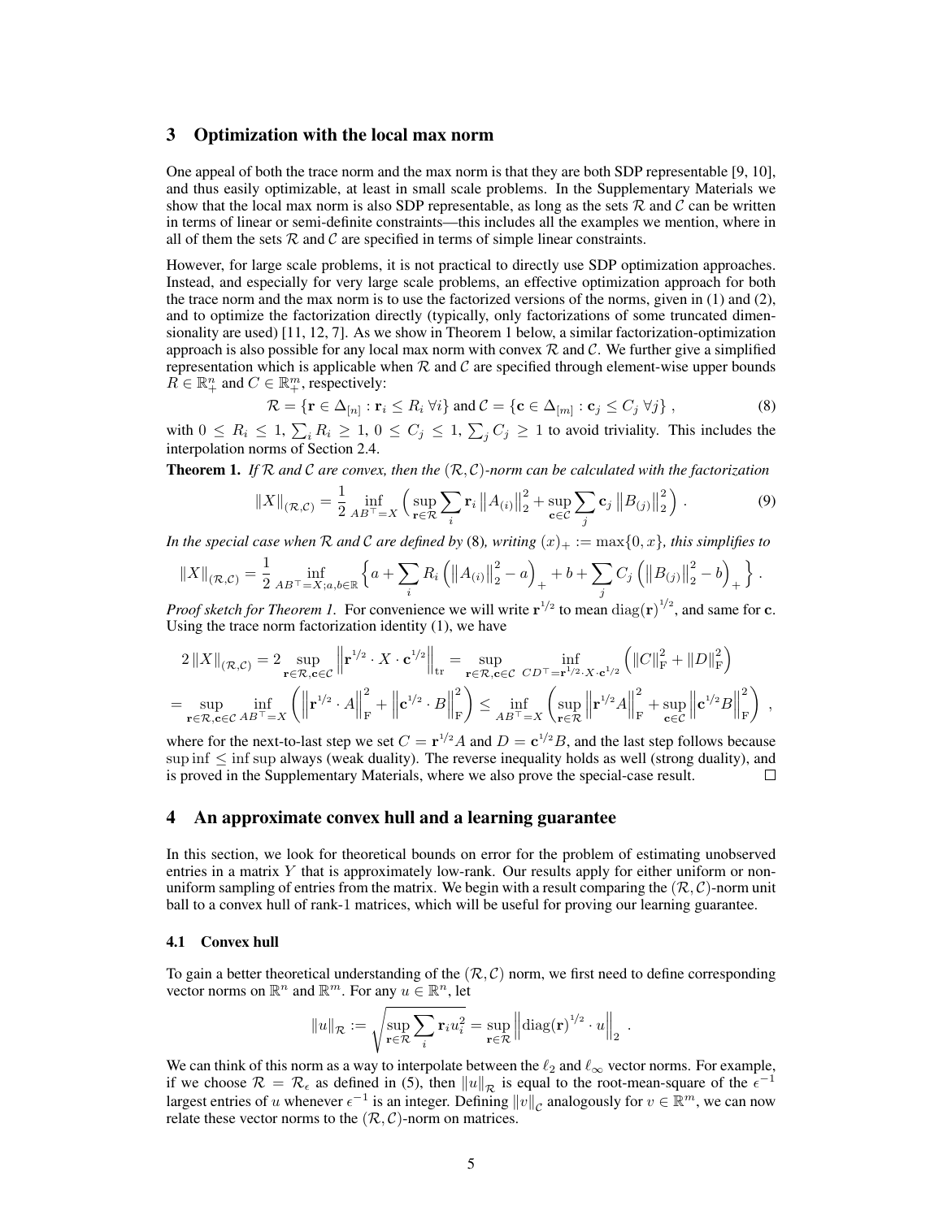## 3 Optimization with the local max norm

One appeal of both the trace norm and the max norm is that they are both SDP representable [9, 10], and thus easily optimizable, at least in small scale problems. In the Supplementary Materials we show that the local max norm is also SDP representable, as long as the sets $\mathcal{R}$ and $\mathcal{C}$ can be written in terms of linear or semi-definite constraints—this includes all the examples we mention, where in all of them the sets $\mathcal{R}$ and $\mathcal{C}$ are specified in terms of simple linear constraints.

However, for large scale problems, it is not practical to directly use SDP optimization approaches. Instead, and especially for very large scale problems, an effective optimization approach for both the trace norm and the max norm is to use the factorized versions of the norms, given in (1) and (2), and to optimize the factorization directly (typically, only factorizations of some truncated dimensionality are used) [11, 12, 7]. As we show in Theorem 1 below, a similar factorization-optimization approach is also possible for any local max norm with convex $\mathcal{R}$ and $\mathcal{C}$. We further give a simplified representation which is applicable when $\mathcal{R}$ and $\mathcal{C}$ are specified through element-wise upper bounds $R \in \mathbb{R}^n_+$ and $C \in \mathbb{R}^m_+$, respectively:

$$\mathcal{R} = \{\mathbf{r} \in \Delta_{[n]} : \mathbf{r}_i \leq R_i \;\forall i\} \text{ and } \mathcal{C} = \{\mathbf{c} \in \Delta_{[m]} : \mathbf{c}_j \leq C_j \;\forall j\} \;, \tag{8}$$

with $0 \leq R_i \leq 1$, $\sum_i R_i \geq 1$, $0 \leq C_j \leq 1$, $\sum_j C_j \geq 1$ to avoid triviality. This includes the interpolation norms of Section 2.4.

**Theorem 1.** *If $\mathcal{R}$ and $\mathcal{C}$ are convex, then the $(\mathcal{R}, \mathcal{C})$-norm can be calculated with the factorization*

$$\|X\|_{(\mathcal{R},\mathcal{C})} = \frac{1}{2} \inf_{AB^\top = X} \left( \sup_{\mathbf{r}\in\mathcal{R}} \sum_i \mathbf{r}_i \left\|A_{(i)}\right\|_2^2 + \sup_{\mathbf{c}\in\mathcal{C}} \sum_j \mathbf{c}_j \left\|B_{(j)}\right\|_2^2 \right) . \tag{9}$$

*In the special case when $\mathcal{R}$ and $\mathcal{C}$ are defined by* (8)*, writing $(x)_+ := \max\{0, x\}$, this simplifies to*

$$\|X\|_{(\mathcal{R},\mathcal{C})} = \frac{1}{2} \inf_{AB^\top = X; a,b\in\mathbb{R}} \left\{ a + \sum_i R_i \left(\left\|A_{(i)}\right\|_2^2 - a\right)_+ + b + \sum_j C_j \left(\left\|B_{(j)}\right\|_2^2 - b\right)_+ \right\} .$$

*Proof sketch for Theorem 1.* For convenience we will write $\mathbf{r}^{1/2}$ to mean $\operatorname{diag}(\mathbf{r})^{1/2}$, and same for $\mathbf{c}$. Using the trace norm factorization identity (1), we have

$$2\|X\|_{(\mathcal{R},\mathcal{C})} = 2 \sup_{\mathbf{r}\in\mathcal{R},\mathbf{c}\in\mathcal{C}} \left\|\mathbf{r}^{1/2} \cdot X \cdot \mathbf{c}^{1/2}\right\|_{\text{tr}} = \sup_{\mathbf{r}\in\mathcal{R},\mathbf{c}\in\mathcal{C}} \inf_{CD^\top = \mathbf{r}^{1/2}\cdot X \cdot \mathbf{c}^{1/2}} \left(\|C\|_{\text{F}}^2 + \|D\|_{\text{F}}^2\right)$$

$$= \sup_{\mathbf{r}\in\mathcal{R},\mathbf{c}\in\mathcal{C}} \inf_{AB^\top = X} \left(\left\|\mathbf{r}^{1/2} \cdot A\right\|_{\text{F}}^2 + \left\|\mathbf{c}^{1/2} \cdot B\right\|_{\text{F}}^2\right) \leq \inf_{AB^\top = X} \left(\sup_{\mathbf{r}\in\mathcal{R}} \left\|\mathbf{r}^{1/2} A\right\|_{\text{F}}^2 + \sup_{\mathbf{c}\in\mathcal{C}} \left\|\mathbf{c}^{1/2} B\right\|_{\text{F}}^2\right) ,$$

where for the next-to-last step we set $C = \mathbf{r}^{1/2} A$ and $D = \mathbf{c}^{1/2} B$, and the last step follows because $\sup\inf \leq \inf\sup$ always (weak duality). The reverse inequality holds as well (strong duality), and is proved in the Supplementary Materials, where we also prove the special-case result. $\square$

## 4 An approximate convex hull and a learning guarantee

In this section, we look for theoretical bounds on error for the problem of estimating unobserved entries in a matrix $Y$ that is approximately low-rank. Our results apply for either uniform or non-uniform sampling of entries from the matrix. We begin with a result comparing the $(\mathcal{R}, \mathcal{C})$-norm unit ball to a convex hull of rank-1 matrices, which will be useful for proving our learning guarantee.

### 4.1 Convex hull

To gain a better theoretical understanding of the $(\mathcal{R}, \mathcal{C})$ norm, we first need to define corresponding vector norms on $\mathbb{R}^n$ and $\mathbb{R}^m$. For any $u \in \mathbb{R}^n$, let

$$\|u\|_{\mathcal{R}} := \sqrt{\sup_{\mathbf{r}\in\mathcal{R}} \sum_i \mathbf{r}_i u_i^2} = \sup_{\mathbf{r}\in\mathcal{R}} \left\|\operatorname{diag}(\mathbf{r})^{1/2} \cdot u\right\|_2 .$$

We can think of this norm as a way to interpolate between the $\ell_2$ and $\ell_\infty$ vector norms. For example, if we choose $\mathcal{R} = \mathcal{R}_\epsilon$ as defined in (5), then $\|u\|_{\mathcal{R}}$ is equal to the root-mean-square of the $\epsilon^{-1}$ largest entries of $u$ whenever $\epsilon^{-1}$ is an integer. Defining $\|v\|_{\mathcal{C}}$ analogously for $v \in \mathbb{R}^m$, we can now relate these vector norms to the $(\mathcal{R}, \mathcal{C})$-norm on matrices.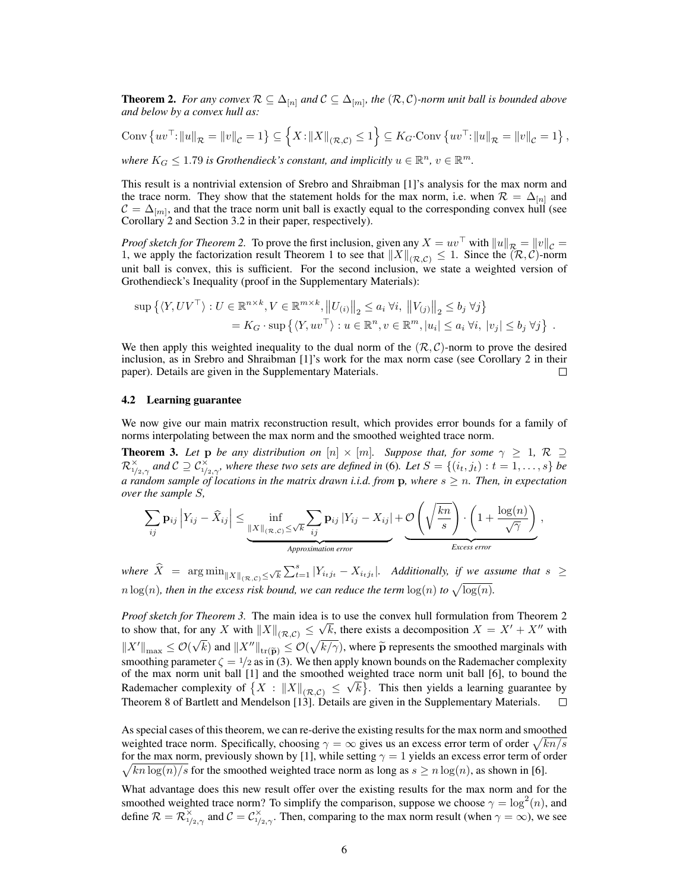**Theorem 2.** *For any convex $\mathcal{R} \subseteq \Delta_{[n]}$ and $\mathcal{C} \subseteq \Delta_{[m]}$, the $(\mathcal{R}, \mathcal{C})$-norm unit ball is bounded above and below by a convex hull as:*

$$\mathrm{Conv}\left\{uv^\top : \|u\|_{\mathcal{R}} = \|v\|_{\mathcal{C}} = 1\right\} \subseteq \left\{X : \|X\|_{(\mathcal{R},\mathcal{C})} \leq 1\right\} \subseteq K_G \cdot \mathrm{Conv}\left\{uv^\top : \|u\|_{\mathcal{R}} = \|v\|_{\mathcal{C}} = 1\right\},$$

*where $K_G \leq 1.79$ is Grothendieck's constant, and implicitly $u \in \mathbb{R}^n$, $v \in \mathbb{R}^m$.*

This result is a nontrivial extension of Srebro and Shraibman [1]'s analysis for the max norm and the trace norm. They show that the statement holds for the max norm, i.e. when $\mathcal{R} = \Delta_{[n]}$ and $\mathcal{C} = \Delta_{[m]}$, and that the trace norm unit ball is exactly equal to the corresponding convex hull (see Corollary 2 and Section 3.2 in their paper, respectively).

*Proof sketch for Theorem 2.* To prove the first inclusion, given any $X = uv^\top$ with $\|u\|_{\mathcal{R}} = \|v\|_{\mathcal{C}} = 1$, we apply the factorization result Theorem 1 to see that $\|X\|_{(\mathcal{R},\mathcal{C})} \leq 1$. Since the $(\mathcal{R}, \mathcal{C})$-norm unit ball is convex, this is sufficient. For the second inclusion, we state a weighted version of Grothendieck's Inequality (proof in the Supplementary Materials):

$$\begin{aligned}\sup\left\{\langle Y, UV^\top\rangle : U \in \mathbb{R}^{n\times k}, V \in \mathbb{R}^{m \times k}, \left\|U_{(i)}\right\|_2 \leq a_i \ \forall i,\ \left\|V_{(j)}\right\|_2 \leq b_j \ \forall j\right\} \\ = K_G \cdot \sup\left\{\langle Y, uv^\top\rangle : u \in \mathbb{R}^n, v \in \mathbb{R}^m, |u_i| \leq a_i \ \forall i,\ |v_j| \leq b_j \ \forall j\right\}\ .\end{aligned}$$

We then apply this weighted inequality to the dual norm of the $(\mathcal{R}, \mathcal{C})$-norm to prove the desired inclusion, as in Srebro and Shraibman [1]'s work for the max norm case (see Corollary 2 in their paper). Details are given in the Supplementary Materials. □

### 4.2 Learning guarantee

We now give our main matrix reconstruction result, which provides error bounds for a family of norms interpolating between the max norm and the smoothed weighted trace norm.

**Theorem 3.** *Let $\mathbf{p}$ be any distribution on $[n] \times [m]$. Suppose that, for some $\gamma \geq 1$, $\mathcal{R} \supseteq \mathcal{R}^{\times}_{1/2,\gamma}$ and $\mathcal{C} \supseteq \mathcal{C}^{\times}_{1/2,\gamma}$, where these two sets are defined in (6). Let $S = \{(i_t, j_t) : t = 1, \dots, s\}$ be a random sample of locations in the matrix drawn i.i.d. from $\mathbf{p}$, where $s \geq n$. Then, in expectation over the sample $S$,*

$$\sum_{ij} \mathbf{p}_{ij}\left|Y_{ij} - \widehat{X}_{ij}\right| \leq \underbrace{\inf_{\|X\|_{(\mathcal{R},\mathcal{C})} \leq \sqrt{k}} \sum_{ij} \mathbf{p}_{ij}\left|Y_{ij} - X_{ij}\right|}_{\textit{Approximation error}} + \underbrace{\mathcal{O}\left(\sqrt{\frac{kn}{s}}\right)\cdot\left(1 + \frac{\log(n)}{\sqrt{\gamma}}\right)}_{\textit{Excess error}},$$

*where $\widehat{X} = \arg\min_{\|X\|_{(\mathcal{R},\mathcal{C})} \leq \sqrt{k}} \sum_{t=1}^{s} |Y_{i_t j_t} - X_{i_t j_t}|$. Additionally, if we assume that $s \geq n\log(n)$, then in the excess risk bound, we can reduce the term $\log(n)$ to $\sqrt{\log(n)}$.*

*Proof sketch for Theorem 3.* The main idea is to use the convex hull formulation from Theorem 2 to show that, for any $X$ with $\|X\|_{(\mathcal{R},\mathcal{C})} \leq \sqrt{k}$, there exists a decomposition $X = X' + X''$ with $\|X'\|_{\max} \leq \mathcal{O}(\sqrt{k})$ and $\|X''\|_{\mathrm{tr}(\widetilde{\mathbf{p}})} \leq \mathcal{O}(\sqrt{k/\gamma})$, where $\widetilde{\mathbf{p}}$ represents the smoothed marginals with smoothing parameter $\zeta = 1/2$ as in (3). We then apply known bounds on the Rademacher complexity of the max norm unit ball [1] and the smoothed weighted trace norm unit ball [6], to bound the Rademacher complexity of $\left\{X : \|X\|_{(\mathcal{R},\mathcal{C})} \leq \sqrt{k}\right\}$. This then yields a learning guarantee by Theorem 8 of Bartlett and Mendelson [13]. Details are given in the Supplementary Materials. □

As special cases of this theorem, we can re-derive the existing results for the max norm and smoothed weighted trace norm. Specifically, choosing $\gamma = \infty$ gives us an excess error term of order $\sqrt{kn/s}$ for the max norm, previously shown by [1], while setting $\gamma = 1$ yields an excess error term of order $\sqrt{kn\log(n)/s}$ for the smoothed weighted trace norm as long as $s \geq n\log(n)$, as shown in [6].

What advantage does this new result offer over the existing results for the max norm and for the smoothed weighted trace norm? To simplify the comparison, suppose we choose $\gamma = \log^2(n)$, and define $\mathcal{R} = \mathcal{R}^{\times}_{1/2,\gamma}$ and $\mathcal{C} = \mathcal{C}^{\times}_{1/2,\gamma}$. Then, comparing to the max norm result (when $\gamma = \infty$), we see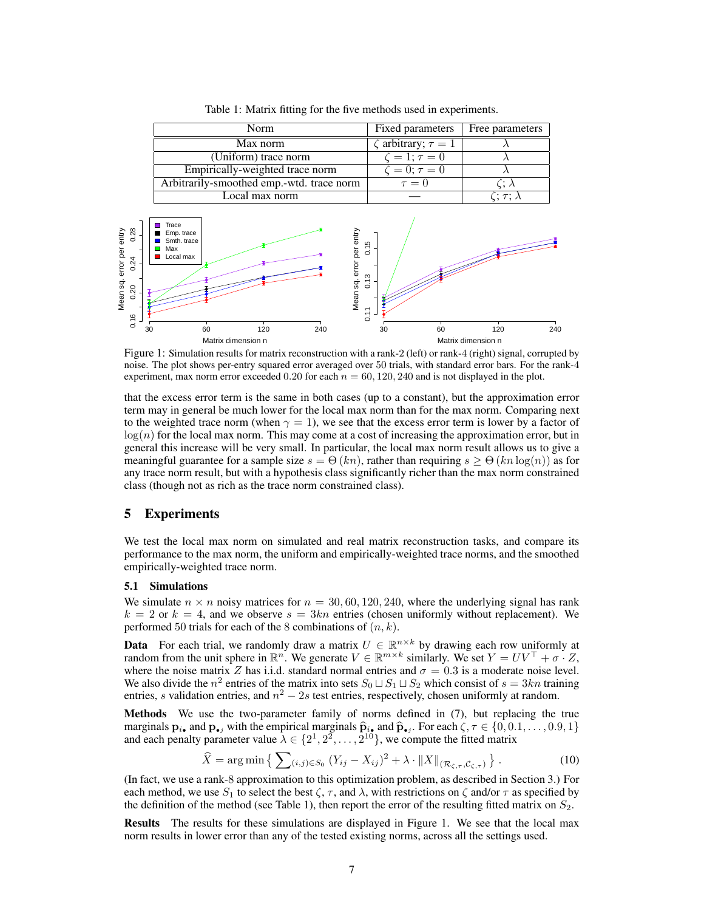Table 1: Matrix fitting for the five methods used in experiments.

| Norm | Fixed parameters | Free parameters |
|---|---|---|
| Max norm | $\zeta$ arbitrary; $\tau = 1$ | $\lambda$ |
| (Uniform) trace norm | $\zeta = 1; \tau = 0$ | $\lambda$ |
| Empirically-weighted trace norm | $\zeta = 0; \tau = 0$ | $\lambda$ |
| Arbitrarily-smoothed emp.-wtd. trace norm | $\tau = 0$ | $\zeta; \lambda$ |
| Local max norm | — | $\zeta; \tau; \lambda$ |

Figure 1: Simulation results for matrix reconstruction with a rank-2 (left) or rank-4 (right) signal, corrupted by noise. The plot shows per-entry squared error averaged over 50 trials, with standard error bars. For the rank-4 experiment, max norm error exceeded 0.20 for each $n = 60, 120, 240$ and is not displayed in the plot.

that the excess error term is the same in both cases (up to a constant), but the approximation error term may in general be much lower for the local max norm than for the max norm. Comparing next to the weighted trace norm (when $\gamma = 1$), we see that the excess error term is lower by a factor of $\log(n)$ for the local max norm. This may come at a cost of increasing the approximation error, but in general this increase will be very small. In particular, the local max norm result allows us to give a meaningful guarantee for a sample size $s = \Theta(kn)$, rather than requiring $s \geq \Theta(kn \log(n))$ as for any trace norm result, but with a hypothesis class significantly richer than the max norm constrained class (though not as rich as the trace norm constrained class).

## 5 Experiments

We test the local max norm on simulated and real matrix reconstruction tasks, and compare its performance to the max norm, the uniform and empirically-weighted trace norms, and the smoothed empirically-weighted trace norm.

### 5.1 Simulations

We simulate $n \times n$ noisy matrices for $n = 30, 60, 120, 240$, where the underlying signal has rank $k = 2$ or $k = 4$, and we observe $s = 3kn$ entries (chosen uniformly without replacement). We performed 50 trials for each of the 8 combinations of $(n, k)$.

**Data** For each trial, we randomly draw a matrix $U \in \mathbb{R}^{n \times k}$ by drawing each row uniformly at random from the unit sphere in $\mathbb{R}^n$. We generate $V \in \mathbb{R}^{m \times k}$ similarly. We set $Y = UV^\top + \sigma \cdot Z$, where the noise matrix $Z$ has i.i.d. standard normal entries and $\sigma = 0.3$ is a moderate noise level. We also divide the $n^2$ entries of the matrix into sets $S_0 \sqcup S_1 \sqcup S_2$ which consist of $s = 3kn$ training entries, $s$ validation entries, and $n^2 - 2s$ test entries, respectively, chosen uniformly at random.

**Methods** We use the two-parameter family of norms defined in (7), but replacing the true marginals $\mathbf{p}_{i\bullet}$ and $\mathbf{p}_{\bullet j}$ with the empirical marginals $\widehat{\mathbf{p}}_{i\bullet}$ and $\widehat{\mathbf{p}}_{\bullet j}$. For each $\zeta, \tau \in \{0, 0.1, \ldots, 0.9, 1\}$ and each penalty parameter value $\lambda \in \{2^1, 2^2, \ldots, 2^{10}\}$, we compute the fitted matrix

$$\widehat{X} = \arg\min \left\{ \sum\nolimits_{(i,j) \in S_0} (Y_{ij} - X_{ij})^2 + \lambda \cdot \|X\|_{(\mathcal{R}_{\zeta,\tau}, \mathcal{C}_{\zeta,\tau})} \right\}. \tag{10}$$

(In fact, we use a rank-8 approximation to this optimization problem, as described in Section 3.) For each method, we use $S_1$ to select the best $\zeta$, $\tau$, and $\lambda$, with restrictions on $\zeta$ and/or $\tau$ as specified by the definition of the method (see Table 1), then report the error of the resulting fitted matrix on $S_2$.

**Results** The results for these simulations are displayed in Figure 1. We see that the local max norm results in lower error than any of the tested existing norms, across all the settings used.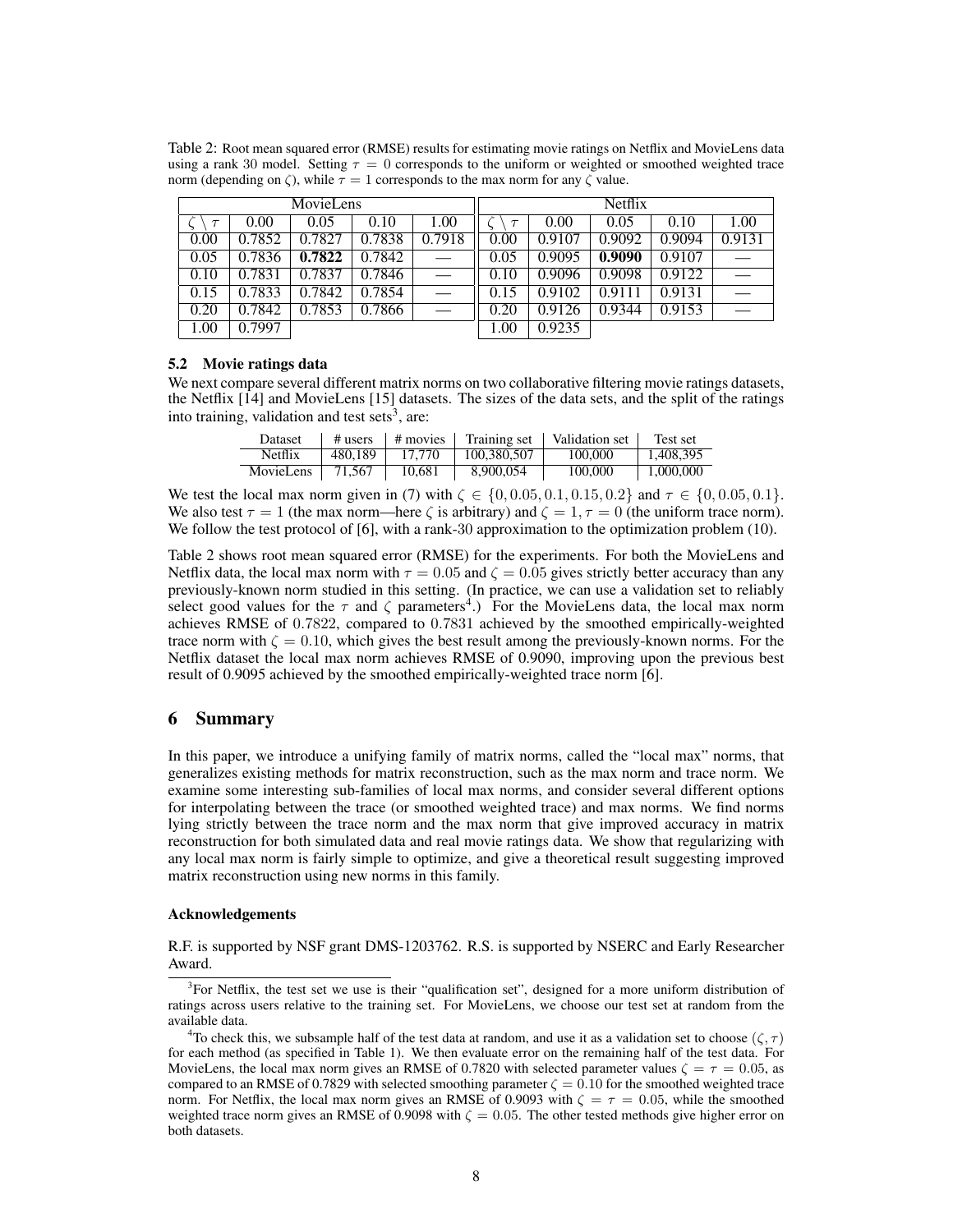Table 2: Root mean squared error (RMSE) results for estimating movie ratings on Netflix and MovieLens data using a rank 30 model. Setting $\tau = 0$ corresponds to the uniform or weighted or smoothed weighted trace norm (depending on $\zeta$), while $\tau = 1$ corresponds to the max norm for any $\zeta$ value.

| MovieLens | | | | | Netflix | | | | |
|---|---|---|---|---|---|---|---|---|---|
| $\zeta \setminus \tau$ | 0.00 | 0.05 | 0.10 | 1.00 | $\zeta \setminus \tau$ | 0.00 | 0.05 | 0.10 | 1.00 |
| 0.00 | 0.7852 | 0.7827 | 0.7838 | 0.7918 | 0.00 | 0.9107 | 0.9092 | 0.9094 | 0.9131 |
| 0.05 | 0.7836 | **0.7822** | 0.7842 | — | 0.05 | 0.9095 | **0.9090** | 0.9107 | — |
| 0.10 | 0.7831 | 0.7837 | 0.7846 | — | 0.10 | 0.9096 | 0.9098 | 0.9122 | — |
| 0.15 | 0.7833 | 0.7842 | 0.7854 | — | 0.15 | 0.9102 | 0.9111 | 0.9131 | — |
| 0.20 | 0.7842 | 0.7853 | 0.7866 | — | 0.20 | 0.9126 | 0.9344 | 0.9153 | — |
| 1.00 | 0.7997 | | | | 1.00 | 0.9235 | | | |

### 5.2 Movie ratings data

We next compare several different matrix norms on two collaborative filtering movie ratings datasets, the Netflix [14] and MovieLens [15] datasets. The sizes of the data sets, and the split of the ratings into training, validation and test sets[3], are:

| Dataset | # users | # movies | Training set | Validation set | Test set |
|---|---|---|---|---|---|
| Netflix | 480,189 | 17,770 | 100,380,507 | 100,000 | 1,408,395 |
| MovieLens | 71,567 | 10,681 | 8,900,054 | 100,000 | 1,000,000 |

We test the local max norm given in (7) with $\zeta \in \{0, 0.05, 0.1, 0.15, 0.2\}$ and $\tau \in \{0, 0.05, 0.1\}$. We also test $\tau = 1$ (the max norm—here $\zeta$ is arbitrary) and $\zeta = 1, \tau = 0$ (the uniform trace norm). We follow the test protocol of [6], with a rank-30 approximation to the optimization problem (10).

Table 2 shows root mean squared error (RMSE) for the experiments. For both the MovieLens and Netflix data, the local max norm with $\tau = 0.05$ and $\zeta = 0.05$ gives strictly better accuracy than any previously-known norm studied in this setting. (In practice, we can use a validation set to reliably select good values for the $\tau$ and $\zeta$ parameters[4].) For the MovieLens data, the local max norm achieves RMSE of $0.7822$, compared to $0.7831$ achieved by the smoothed empirically-weighted trace norm with $\zeta = 0.10$, which gives the best result among the previously-known norms. For the Netflix dataset the local max norm achieves RMSE of 0.9090, improving upon the previous best result of 0.9095 achieved by the smoothed empirically-weighted trace norm [6].

## 6 Summary

In this paper, we introduce a unifying family of matrix norms, called the "local max" norms, that generalizes existing methods for matrix reconstruction, such as the max norm and trace norm. We examine some interesting sub-families of local max norms, and consider several different options for interpolating between the trace (or smoothed weighted trace) and max norms. We find norms lying strictly between the trace norm and the max norm that give improved accuracy in matrix reconstruction for both simulated data and real movie ratings data. We show that regularizing with any local max norm is fairly simple to optimize, and give a theoretical result suggesting improved matrix reconstruction using new norms in this family.

#### Acknowledgements

R.F. is supported by NSF grant DMS-1203762. R.S. is supported by NSERC and Early Researcher Award.

[3]For Netflix, the test set we use is their "qualification set", designed for a more uniform distribution of ratings across users relative to the training set. For MovieLens, we choose our test set at random from the available data.

[4]To check this, we subsample half of the test data at random, and use it as a validation set to choose $(\zeta, \tau)$ for each method (as specified in Table 1). We then evaluate error on the remaining half of the test data. For MovieLens, the local max norm gives an RMSE of 0.7820 with selected parameter values $\zeta = \tau = 0.05$, as compared to an RMSE of 0.7829 with selected smoothing parameter $\zeta = 0.10$ for the smoothed weighted trace norm. For Netflix, the local max norm gives an RMSE of 0.9093 with $\zeta = \tau = 0.05$, while the smoothed weighted trace norm gives an RMSE of 0.9098 with $\zeta = 0.05$. The other tested methods give higher error on both datasets.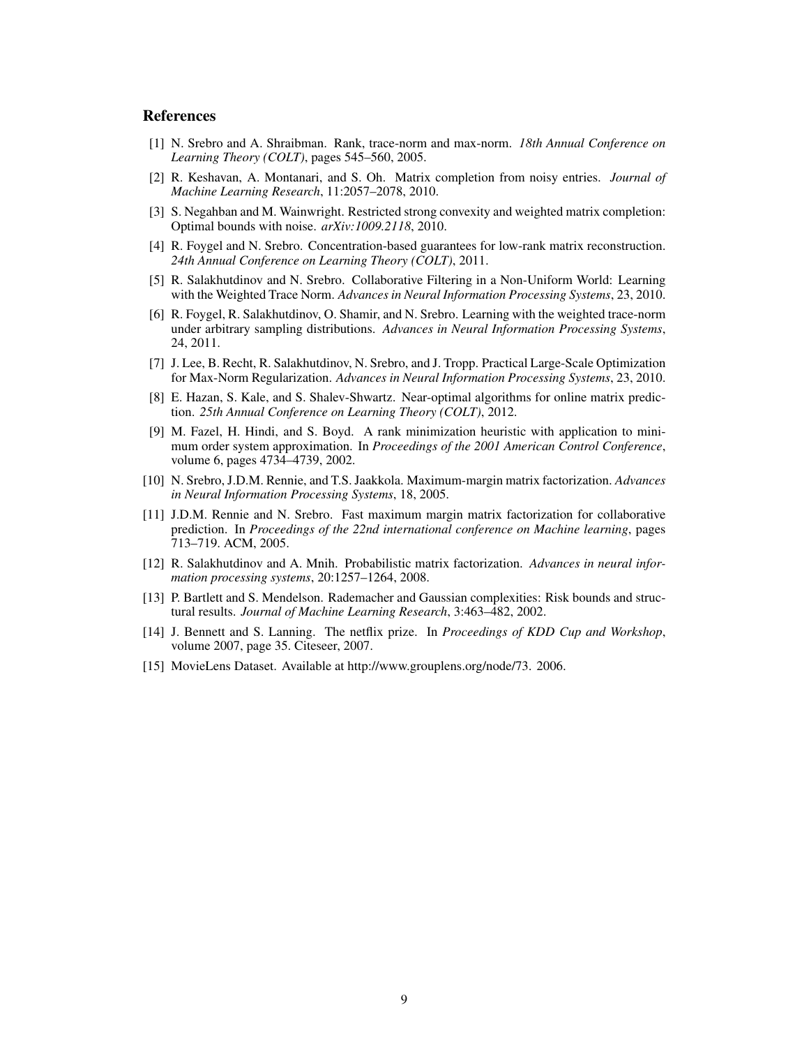## References

[1] N. Srebro and A. Shraibman. Rank, trace-norm and max-norm. *18th Annual Conference on Learning Theory (COLT)*, pages 545–560, 2005.

[2] R. Keshavan, A. Montanari, and S. Oh. Matrix completion from noisy entries. *Journal of Machine Learning Research*, 11:2057–2078, 2010.

[3] S. Negahban and M. Wainwright. Restricted strong convexity and weighted matrix completion: Optimal bounds with noise. *arXiv:1009.2118*, 2010.

[4] R. Foygel and N. Srebro. Concentration-based guarantees for low-rank matrix reconstruction. *24th Annual Conference on Learning Theory (COLT)*, 2011.

[5] R. Salakhutdinov and N. Srebro. Collaborative Filtering in a Non-Uniform World: Learning with the Weighted Trace Norm. *Advances in Neural Information Processing Systems*, 23, 2010.

[6] R. Foygel, R. Salakhutdinov, O. Shamir, and N. Srebro. Learning with the weighted trace-norm under arbitrary sampling distributions. *Advances in Neural Information Processing Systems*, 24, 2011.

[7] J. Lee, B. Recht, R. Salakhutdinov, N. Srebro, and J. Tropp. Practical Large-Scale Optimization for Max-Norm Regularization. *Advances in Neural Information Processing Systems*, 23, 2010.

[8] E. Hazan, S. Kale, and S. Shalev-Shwartz. Near-optimal algorithms for online matrix prediction. *25th Annual Conference on Learning Theory (COLT)*, 2012.

[9] M. Fazel, H. Hindi, and S. Boyd. A rank minimization heuristic with application to minimum order system approximation. In *Proceedings of the 2001 American Control Conference*, volume 6, pages 4734–4739, 2002.

[10] N. Srebro, J.D.M. Rennie, and T.S. Jaakkola. Maximum-margin matrix factorization. *Advances in Neural Information Processing Systems*, 18, 2005.

[11] J.D.M. Rennie and N. Srebro. Fast maximum margin matrix factorization for collaborative prediction. In *Proceedings of the 22nd international conference on Machine learning*, pages 713–719. ACM, 2005.

[12] R. Salakhutdinov and A. Mnih. Probabilistic matrix factorization. *Advances in neural information processing systems*, 20:1257–1264, 2008.

[13] P. Bartlett and S. Mendelson. Rademacher and Gaussian complexities: Risk bounds and structural results. *Journal of Machine Learning Research*, 3:463–482, 2002.

[14] J. Bennett and S. Lanning. The netflix prize. In *Proceedings of KDD Cup and Workshop*, volume 2007, page 35. Citeseer, 2007.

[15] MovieLens Dataset. Available at http://www.grouplens.org/node/73. 2006.